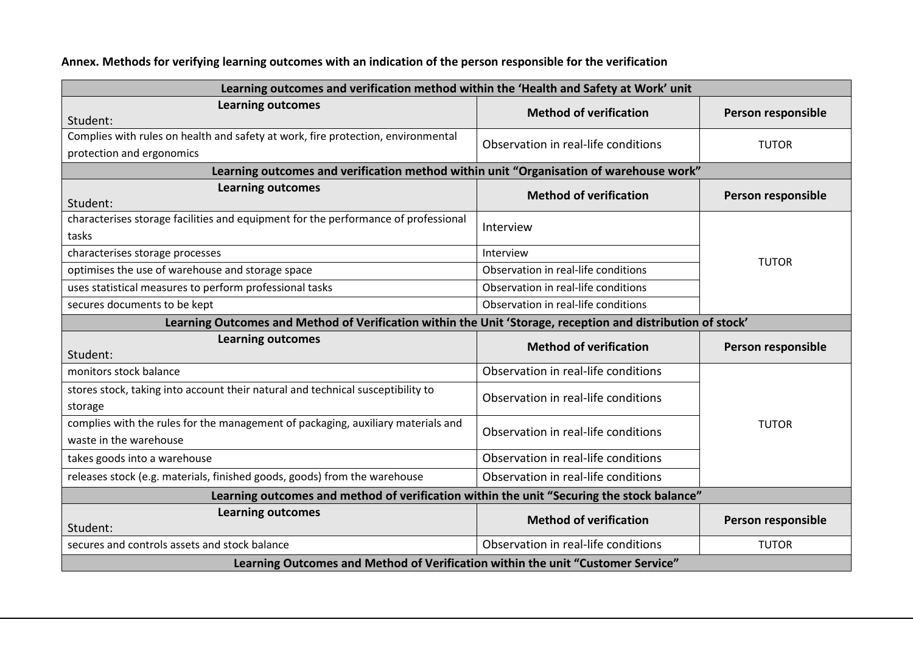**Annex. Methods for verifying learning outcomes with an indication of the person responsible for the verification**

| Learning outcomes and verification method within the 'Health and Safety at Work' unit | | |
|---|---|---|
| **Learning outcomes**<br>Student: | **Method of verification** | **Person responsible** |
| Complies with rules on health and safety at work, fire protection, environmental protection and ergonomics | Observation in real-life conditions | TUTOR |
| **Learning outcomes and verification method within unit "Organisation of warehouse work"** | | |
| **Learning outcomes**<br>Student: | **Method of verification** | **Person responsible** |
| characterises storage facilities and equipment for the performance of professional tasks | Interview | TUTOR |
| characterises storage processes | Interview | |
| optimises the use of warehouse and storage space | Observation in real-life conditions | |
| uses statistical measures to perform professional tasks | Observation in real-life conditions | |
| secures documents to be kept | Observation in real-life conditions | |
| **Learning Outcomes and Method of Verification within the Unit 'Storage, reception and distribution of stock'** | | |
| **Learning outcomes**<br>Student: | **Method of verification** | **Person responsible** |
| monitors stock balance | Observation in real-life conditions | TUTOR |
| stores stock, taking into account their natural and technical susceptibility to storage | Observation in real-life conditions | |
| complies with the rules for the management of packaging, auxiliary materials and waste in the warehouse | Observation in real-life conditions | |
| takes goods into a warehouse | Observation in real-life conditions | |
| releases stock (e.g. materials, finished goods, goods) from the warehouse | Observation in real-life conditions | |
| **Learning outcomes and method of verification within the unit "Securing the stock balance"** | | |
| **Learning outcomes**<br>Student: | **Method of verification** | **Person responsible** |
| secures and controls assets and stock balance | Observation in real-life conditions | TUTOR |
| **Learning Outcomes and Method of Verification within the unit "Customer Service"** | | |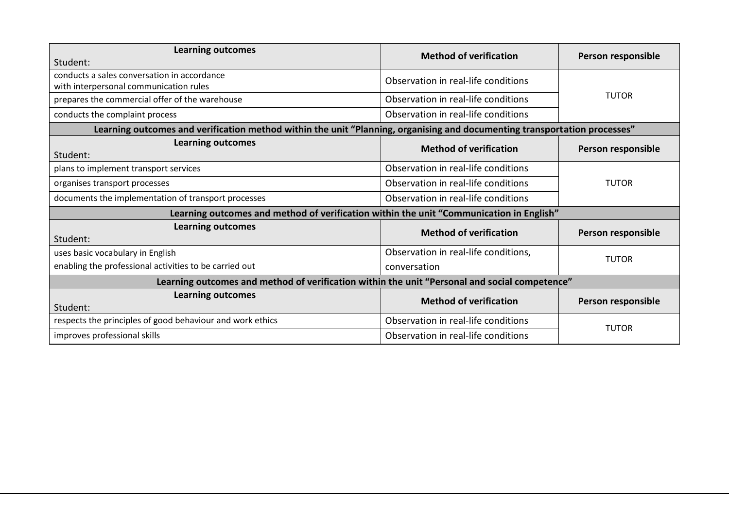| Learning outcomes<br>Student: | Method of verification | Person responsible |
|---|---|---|
| conducts a sales conversation in accordance with interpersonal communication rules | Observation in real-life conditions | TUTOR |
| prepares the commercial offer of the warehouse | Observation in real-life conditions | |
| conducts the complaint process | Observation in real-life conditions | |

**Learning outcomes and verification method within the unit "Planning, organising and documenting transportation processes"**

| Learning outcomes<br>Student: | Method of verification | Person responsible |
|---|---|---|
| plans to implement transport services | Observation in real-life conditions | TUTOR |
| organises transport processes | Observation in real-life conditions | |
| documents the implementation of transport processes | Observation in real-life conditions | |

**Learning outcomes and method of verification within the unit "Communication in English"**

| Learning outcomes<br>Student: | Method of verification | Person responsible |
|---|---|---|
| uses basic vocabulary in English enabling the professional activities to be carried out | Observation in real-life conditions, conversation | TUTOR |

**Learning outcomes and method of verification within the unit "Personal and social competence"**

| Learning outcomes<br>Student: | Method of verification | Person responsible |
|---|---|---|
| respects the principles of good behaviour and work ethics | Observation in real-life conditions | TUTOR |
| improves professional skills | Observation in real-life conditions | |